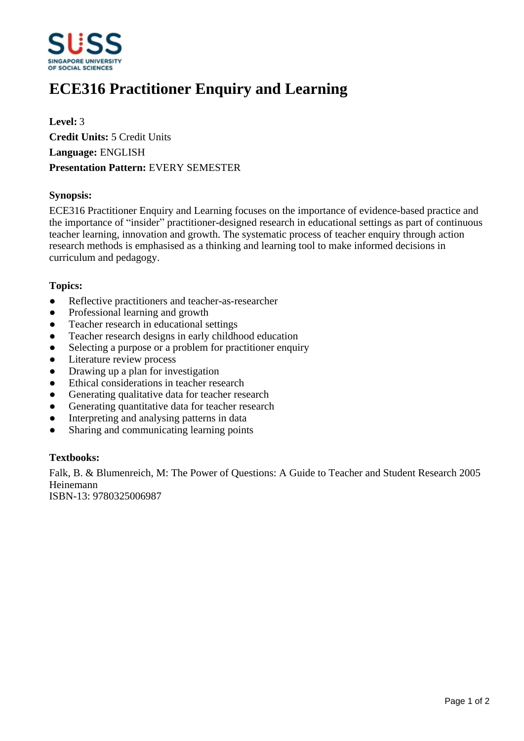# ECE316 Practitioner Enquiry and Learning

**Level:** 3
**Credit Units:** 5 Credit Units
**Language:** ENGLISH
**Presentation Pattern:** EVERY SEMESTER

### Synopsis:

ECE316 Practitioner Enquiry and Learning focuses on the importance of evidence-based practice and the importance of “insider” practitioner-designed research in educational settings as part of continuous teacher learning, innovation and growth. The systematic process of teacher enquiry through action research methods is emphasised as a thinking and learning tool to make informed decisions in curriculum and pedagogy.

### Topics:

- Reflective practitioners and teacher-as-researcher
- Professional learning and growth
- Teacher research in educational settings
- Teacher research designs in early childhood education
- Selecting a purpose or a problem for practitioner enquiry
- Literature review process
- Drawing up a plan for investigation
- Ethical considerations in teacher research
- Generating qualitative data for teacher research
- Generating quantitative data for teacher research
- Interpreting and analysing patterns in data
- Sharing and communicating learning points

### Textbooks:

Falk, B. & Blumenreich, M: The Power of Questions: A Guide to Teacher and Student Research 2005 Heinemann
ISBN-13: 9780325006987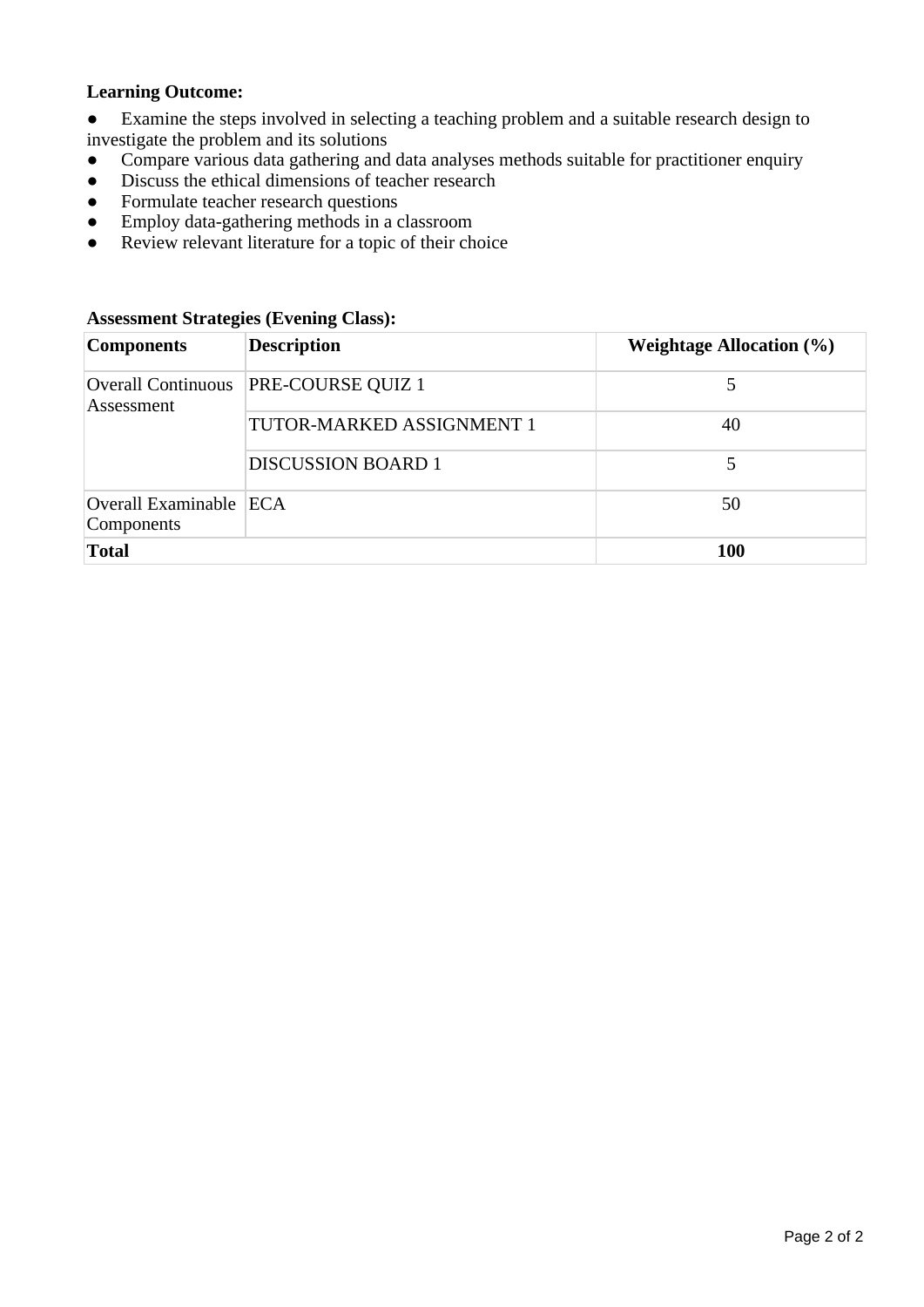**Learning Outcome:**

- Examine the steps involved in selecting a teaching problem and a suitable research design to investigate the problem and its solutions
- Compare various data gathering and data analyses methods suitable for practitioner enquiry
- Discuss the ethical dimensions of teacher research
- Formulate teacher research questions
- Employ data-gathering methods in a classroom
- Review relevant literature for a topic of their choice

**Assessment Strategies (Evening Class):**

| Components | Description | Weightage Allocation (%) |
|---|---|---|
| Overall Continuous Assessment | PRE-COURSE QUIZ 1 | 5 |
| | TUTOR-MARKED ASSIGNMENT 1 | 40 |
| | DISCUSSION BOARD 1 | 5 |
| Overall Examinable Components | ECA | 50 |
| **Total** | | **100** |